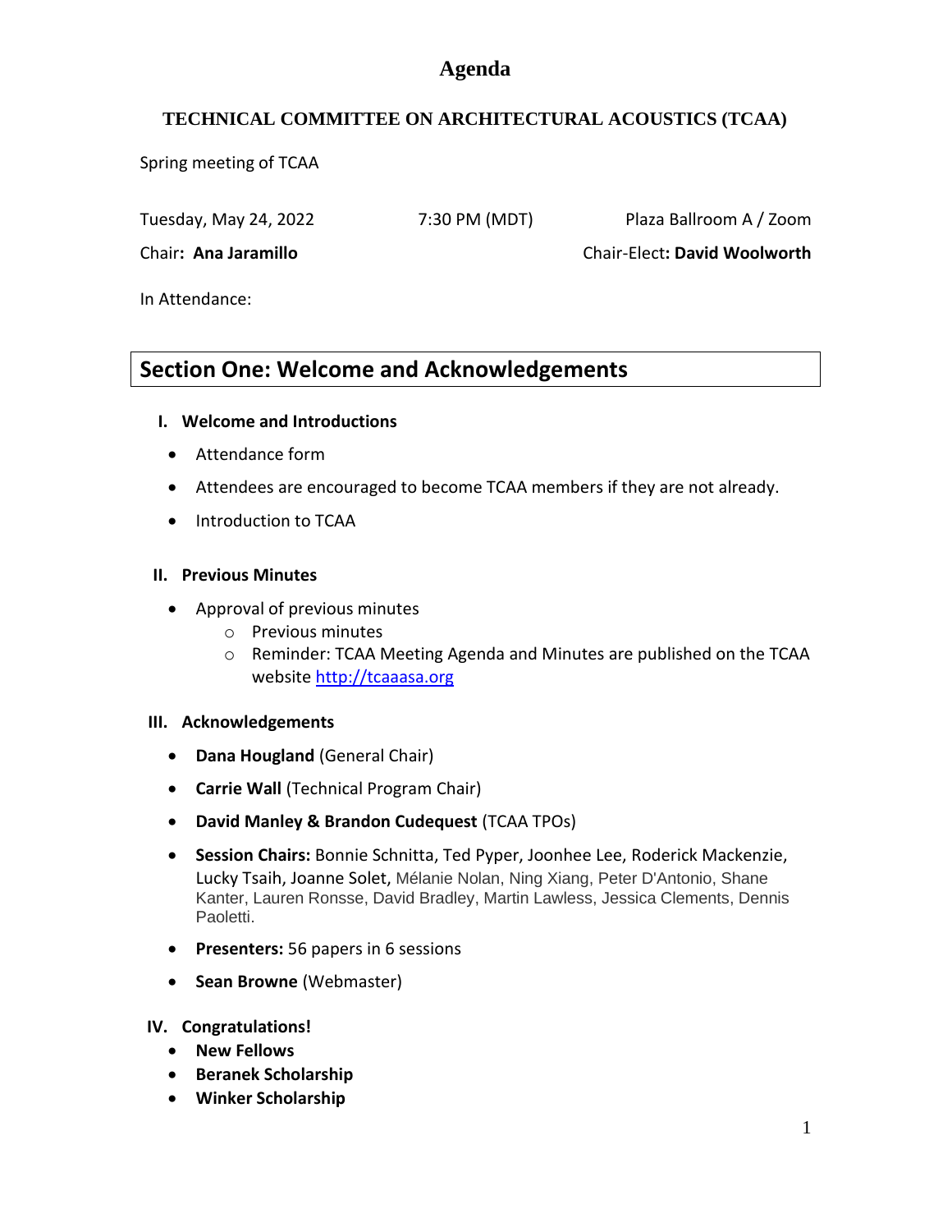# Agenda

## TECHNICAL COMMITTEE ON ARCHITECTURAL ACOUSTICS (TCAA)

Spring meeting of TCAA

Tuesday, May 24, 2022 7:30 PM (MDT) Plaza Ballroom A / Zoom

Chair**: Ana Jaramillo** Chair-Elect**: David Woolworth**

In Attendance:

## Section One: Welcome and Acknowledgements

### I. Welcome and Introductions

- Attendance form
- Attendees are encouraged to become TCAA members if they are not already.
- Introduction to TCAA

### II. Previous Minutes

- Approval of previous minutes
  - Previous minutes
  - Reminder: TCAA Meeting Agenda and Minutes are published on the TCAA website http://tcaaasa.org

### III. Acknowledgements

- **Dana Hougland** (General Chair)
- **Carrie Wall** (Technical Program Chair)
- **David Manley & Brandon Cudequest** (TCAA TPOs)
- **Session Chairs:** Bonnie Schnitta, Ted Pyper, Joonhee Lee, Roderick Mackenzie, Lucky Tsaih, Joanne Solet, Mélanie Nolan, Ning Xiang, Peter D'Antonio, Shane Kanter, Lauren Ronsse, David Bradley, Martin Lawless, Jessica Clements, Dennis Paoletti.
- **Presenters:** 56 papers in 6 sessions
- **Sean Browne** (Webmaster)

### IV. Congratulations!

- **New Fellows**
- **Beranek Scholarship**
- **Winker Scholarship**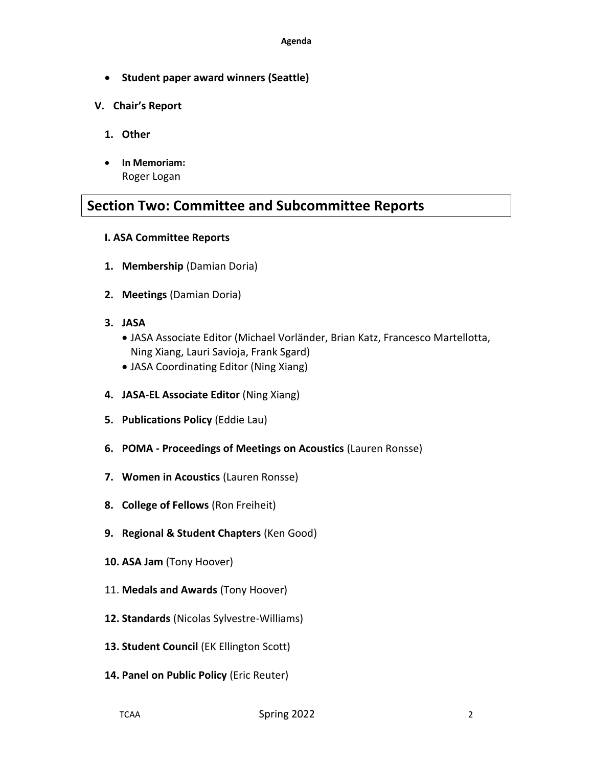- **Student paper award winners (Seattle)**

**V. Chair's Report**

1. **Other**

- **In Memoriam:**
  Roger Logan

## Section Two: Committee and Subcommittee Reports

**I. ASA Committee Reports**

1. **Membership** (Damian Doria)

2. **Meetings** (Damian Doria)

3. **JASA**
   - JASA Associate Editor (Michael Vorländer, Brian Katz, Francesco Martellotta, Ning Xiang, Lauri Savioja, Frank Sgard)
   - JASA Coordinating Editor (Ning Xiang)

4. **JASA-EL Associate Editor** (Ning Xiang)

5. **Publications Policy** (Eddie Lau)

6. **POMA - Proceedings of Meetings on Acoustics** (Lauren Ronsse)

7. **Women in Acoustics** (Lauren Ronsse)

8. **College of Fellows** (Ron Freiheit)

9. **Regional & Student Chapters** (Ken Good)

10. **ASA Jam** (Tony Hoover)

11. **Medals and Awards** (Tony Hoover)

12. **Standards** (Nicolas Sylvestre-Williams)

13. **Student Council** (EK Ellington Scott)

14. **Panel on Public Policy** (Eric Reuter)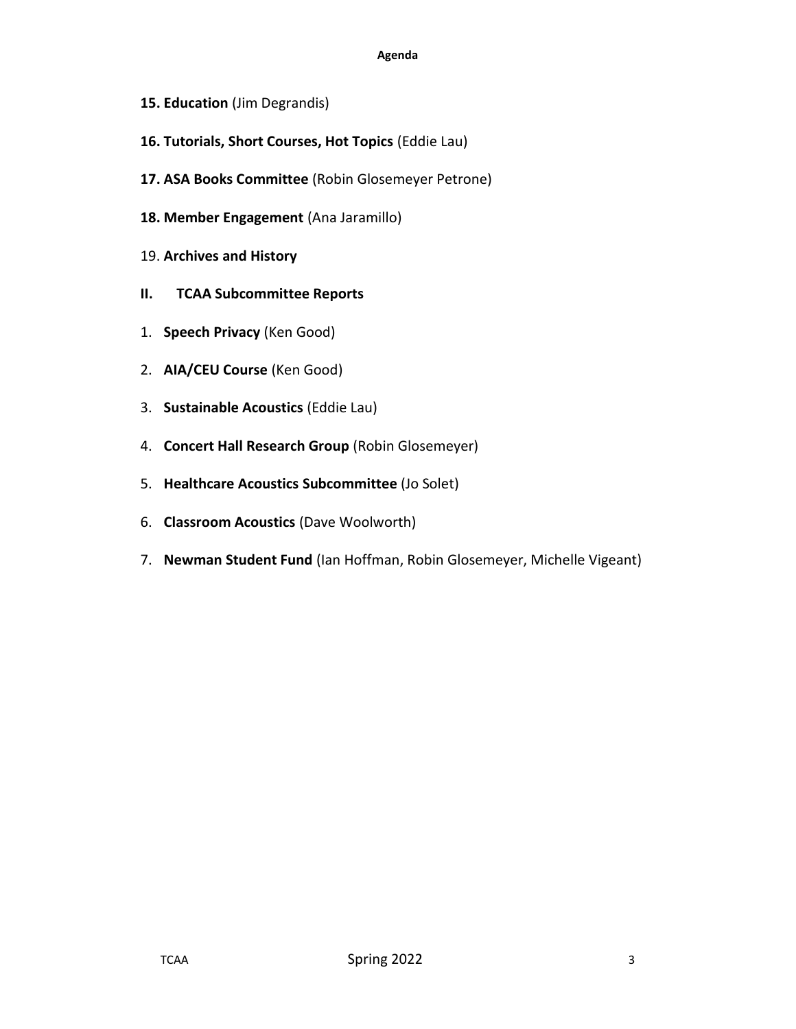**Agenda**

15. **Education** (Jim Degrandis)
16. **Tutorials, Short Courses, Hot Topics** (Eddie Lau)
17. **ASA Books Committee** (Robin Glosemeyer Petrone)
18. **Member Engagement** (Ana Jaramillo)
19. **Archives and History**

## II. TCAA Subcommittee Reports

1. **Speech Privacy** (Ken Good)
2. **AIA/CEU Course** (Ken Good)
3. **Sustainable Acoustics** (Eddie Lau)
4. **Concert Hall Research Group** (Robin Glosemeyer)
5. **Healthcare Acoustics Subcommittee** (Jo Solet)
6. **Classroom Acoustics** (Dave Woolworth)
7. **Newman Student Fund** (Ian Hoffman, Robin Glosemeyer, Michelle Vigeant)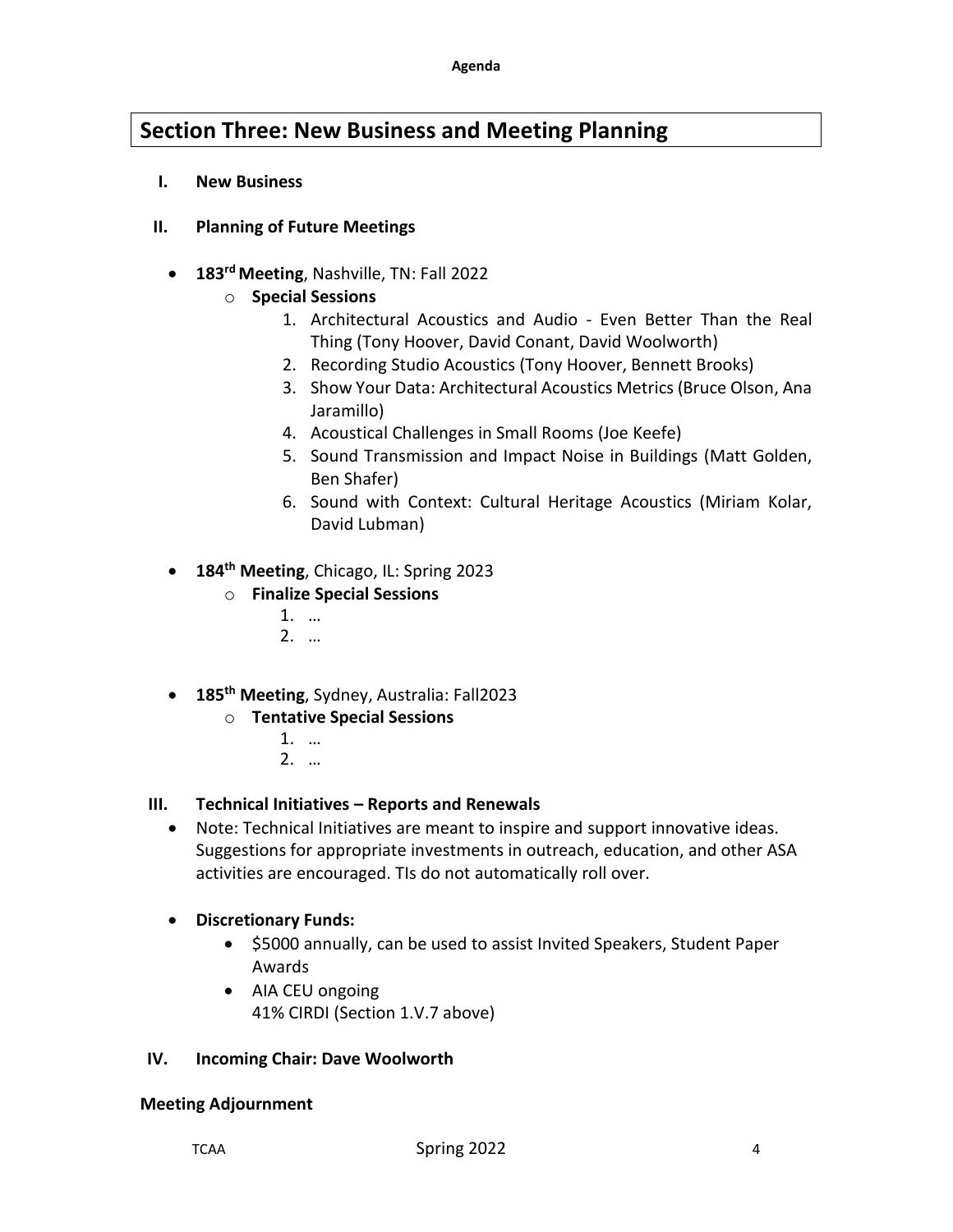## Section Three: New Business and Meeting Planning

I. **New Business**

II. **Planning of Future Meetings**

- **183rd Meeting**, Nashville, TN: Fall 2022
  - **Special Sessions**
    1. Architectural Acoustics and Audio - Even Better Than the Real Thing (Tony Hoover, David Conant, David Woolworth)
    2. Recording Studio Acoustics (Tony Hoover, Bennett Brooks)
    3. Show Your Data: Architectural Acoustics Metrics (Bruce Olson, Ana Jaramillo)
    4. Acoustical Challenges in Small Rooms (Joe Keefe)
    5. Sound Transmission and Impact Noise in Buildings (Matt Golden, Ben Shafer)
    6. Sound with Context: Cultural Heritage Acoustics (Miriam Kolar, David Lubman)

- **184th Meeting**, Chicago, IL: Spring 2023
  - **Finalize Special Sessions**
    1. …
    2. …

- **185th Meeting**, Sydney, Australia: Fall2023
  - **Tentative Special Sessions**
    1. …
    2. …

III. **Technical Initiatives – Reports and Renewals**

- Note: Technical Initiatives are meant to inspire and support innovative ideas. Suggestions for appropriate investments in outreach, education, and other ASA activities are encouraged. TIs do not automatically roll over.

- **Discretionary Funds:**
  - $5000 annually, can be used to assist Invited Speakers, Student Paper Awards
  - AIA CEU ongoing
    41% CIRDI (Section 1.V.7 above)

IV. **Incoming Chair: Dave Woolworth**

**Meeting Adjournment**